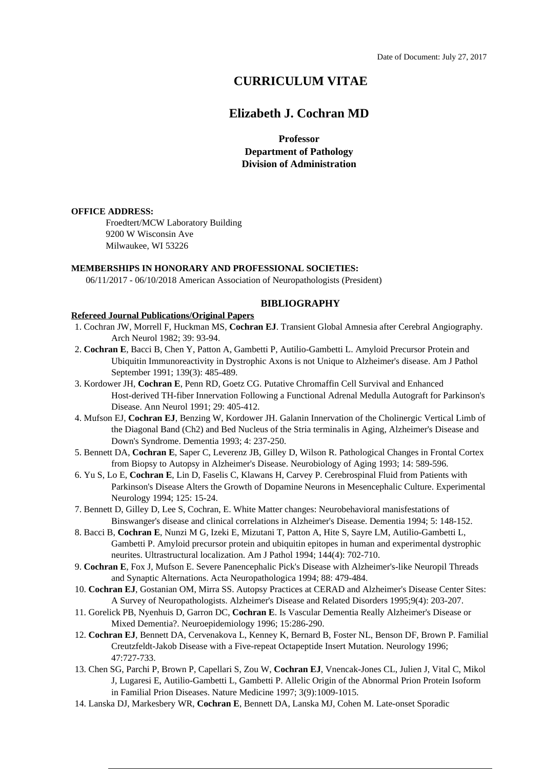Date of Document: July 27, 2017

# CURRICULUM VITAE

## Elizabeth J. Cochran MD

**Professor**
**Department of Pathology**
**Division of Administration**

**OFFICE ADDRESS:**

Froedtert/MCW Laboratory Building
9200 W Wisconsin Ave
Milwaukee, WI 53226

**MEMBERSHIPS IN HONORARY AND PROFESSIONAL SOCIETIES:**

06/11/2017 - 06/10/2018 American Association of Neuropathologists (President)

### BIBLIOGRAPHY

**Refereed Journal Publications/Original Papers**

1. Cochran JW, Morrell F, Huckman MS, **Cochran EJ**. Transient Global Amnesia after Cerebral Angiography. Arch Neurol 1982; 39: 93-94.
2. **Cochran E**, Bacci B, Chen Y, Patton A, Gambetti P, Autilio-Gambetti L. Amyloid Precursor Protein and Ubiquitin Immunoreactivity in Dystrophic Axons is not Unique to Alzheimer's disease. Am J Pathol September 1991; 139(3): 485-489.
3. Kordower JH, **Cochran E**, Penn RD, Goetz CG. Putative Chromaffin Cell Survival and Enhanced Host-derived TH-fiber Innervation Following a Functional Adrenal Medulla Autograft for Parkinson's Disease. Ann Neurol 1991; 29: 405-412.
4. Mufson EJ, **Cochran EJ**, Benzing W, Kordower JH. Galanin Innervation of the Cholinergic Vertical Limb of the Diagonal Band (Ch2) and Bed Nucleus of the Stria terminalis in Aging, Alzheimer's Disease and Down's Syndrome. Dementia 1993; 4: 237-250.
5. Bennett DA, **Cochran E**, Saper C, Leverenz JB, Gilley D, Wilson R. Pathological Changes in Frontal Cortex from Biopsy to Autopsy in Alzheimer's Disease. Neurobiology of Aging 1993; 14: 589-596.
6. Yu S, Lo E, **Cochran E**, Lin D, Faselis C, Klawans H, Carvey P. Cerebrospinal Fluid from Patients with Parkinson's Disease Alters the Growth of Dopamine Neurons in Mesencephalic Culture. Experimental Neurology 1994; 125: 15-24.
7. Bennett D, Gilley D, Lee S, Cochran, E. White Matter changes: Neurobehavioral manifestations of Binswanger's disease and clinical correlations in Alzheimer's Disease. Dementia 1994; 5: 148-152.
8. Bacci B, **Cochran E**, Nunzi M G, Izeki E, Mizutani T, Patton A, Hite S, Sayre LM, Autilio-Gambetti L, Gambetti P. Amyloid precursor protein and ubiquitin epitopes in human and experimental dystrophic neurites. Ultrastructural localization. Am J Pathol 1994; 144(4): 702-710.
9. **Cochran E**, Fox J, Mufson E. Severe Panencephalic Pick's Disease with Alzheimer's-like Neuropil Threads and Synaptic Alternations. Acta Neuropathologica 1994; 88: 479-484.
10. **Cochran EJ**, Gostanian OM, Mirra SS. Autopsy Practices at CERAD and Alzheimer's Disease Center Sites: A Survey of Neuropathologists. Alzheimer's Disease and Related Disorders 1995;9(4): 203-207.
11. Gorelick PB, Nyenhuis D, Garron DC, **Cochran E**. Is Vascular Dementia Really Alzheimer's Disease or Mixed Dementia?. Neuroepidemiology 1996; 15:286-290.
12. **Cochran EJ**, Bennett DA, Cervenakova L, Kenney K, Bernard B, Foster NL, Benson DF, Brown P. Familial Creutzfeldt-Jakob Disease with a Five-repeat Octapeptide Insert Mutation. Neurology 1996; 47:727-733.
13. Chen SG, Parchi P, Brown P, Capellari S, Zou W, **Cochran EJ**, Vnencak-Jones CL, Julien J, Vital C, Mikol J, Lugaresi E, Autilio-Gambetti L, Gambetti P. Allelic Origin of the Abnormal Prion Protein Isoform in Familial Prion Diseases. Nature Medicine 1997; 3(9):1009-1015.
14. Lanska DJ, Markesbery WR, **Cochran E**, Bennett DA, Lanska MJ, Cohen M. Late-onset Sporadic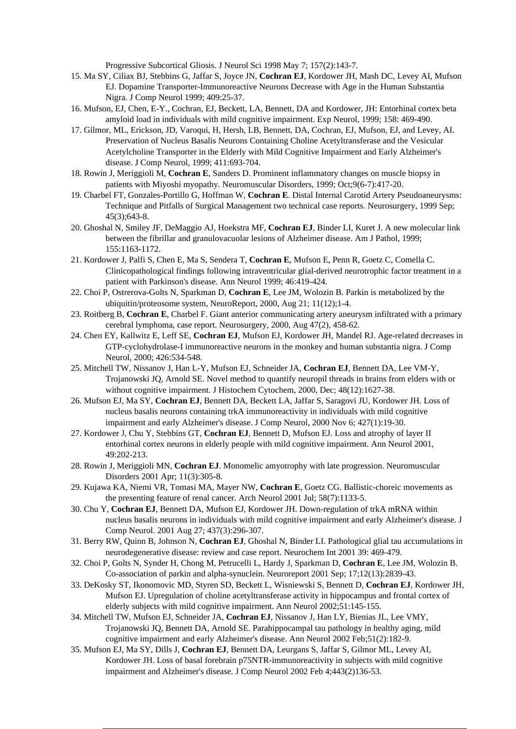Progressive Subcortical Gliosis. J Neurol Sci 1998 May 7; 157(2):143-7.

15. Ma SY, Ciliax BJ, Stebbins G, Jaffar S, Joyce JN, **Cochran EJ**, Kordower JH, Mash DC, Levey AI, Mufson EJ. Dopamine Transporter-Immunoreactive Neurons Decrease with Age in the Human Substantia Nigra. J Comp Neurol 1999; 409:25-37.
16. Mufson, EJ, Chen, E-Y., Cochran, EJ, Beckett, LA, Bennett, DA and Kordower, JH: Entorhinal cortex beta amyloid load in individuals with mild cognitive impairment. Exp Neurol, 1999; 158: 469-490.
17. Gilmor, ML, Erickson, JD, Varoqui, H, Hersh, LB, Bennett, DA, Cochran, EJ, Mufson, EJ, and Levey, AI. Preservation of Nucleus Basalis Neurons Containing Choline Acetyltransferase and the Vesicular Acetylcholine Transporter in the Elderly with Mild Cognitive Impairment and Early Alzheimer's disease. J Comp Neurol, 1999; 411:693-704.
18. Rowin J, Meriggioli M, **Cochran E**, Sanders D. Prominent inflammatory changes on muscle biopsy in patients with Miyoshi myopathy. Neuromuscular Disorders, 1999; Oct;9(6-7):417-20.
19. Charbel FT, Gonzales-Portillo G, Hoffman W, **Cochran E**. Distal Internal Carotid Artery Pseudoaneurysms: Technique and Pitfalls of Surgical Management two technical case reports. Neurosurgery, 1999 Sep; 45(3);643-8.
20. Ghoshal N, Smiley JF, DeMaggio AJ, Hoekstra MF, **Cochran EJ**, Binder LI, Kuret J. A new molecular link between the fibrillar and granulovacuolar lesions of Alzheimer disease. Am J Pathol, 1999; 155:1163-1172.
21. Kordower J, Palfi S, Chen E, Ma S, Sendera T, **Cochran E**, Mufson E, Penn R, Goetz C, Comella C. Clinicopathological findings following intraventricular glial-derived neurotrophic factor treatment in a patient with Parkinson's disease. Ann Neurol 1999; 46:419-424.
22. Choi P, Ostrerova-Golts N, Sparkman D, **Cochran E**, Lee JM, Wolozin B. Parkin is metabolized by the ubiquitin/proteosome system, NeuroReport, 2000, Aug 21; 11(12);1-4.
23. Roitberg B, **Cochran E**, Charbel F. Giant anterior communicating artery aneurysm infiltrated with a primary cerebral lymphoma, case report. Neurosurgery, 2000, Aug 47(2), 458-62.
24. Chen EY, Kallwitz E, Leff SE, **Cochran EJ**, Mufson EJ, Kordower JH, Mandel RJ. Age-related decreases in GTP-cyclohydrolase-I immunoreactive neurons in the monkey and human substantia nigra. J Comp Neurol, 2000; 426:534-548.
25. Mitchell TW, Nissanov J, Han L-Y, Mufson EJ, Schneider JA, **Cochran EJ**, Bennett DA, Lee VM-Y, Trojanowski JQ, Arnold SE. Novel method to quantify neuropil threads in brains from elders with or without cognitive impairment. J Histochem Cytochem, 2000, Dec; 48(12):1627-38.
26. Mufson EJ, Ma SY, **Cochran EJ**, Bennett DA, Beckett LA, Jaffar S, Saragovi JU, Kordower JH. Loss of nucleus basalis neurons containing trkA immunoreactivity in individuals with mild cognitive impairment and early Alzheimer's disease. J Comp Neurol, 2000 Nov 6; 427(1):19-30.
27. Kordower J, Chu Y, Stebbins GT, **Cochran EJ**, Bennett D, Mufson EJ. Loss and atrophy of layer II entorhinal cortex neurons in elderly people with mild cognitive impairment. Ann Neurol 2001, 49:202-213.
28. Rowin J, Meriggioli MN, **Cochran EJ**. Monomelic amyotrophy with late progression. Neuromuscular Disorders 2001 Apr; 11(3):305-8.
29. Kujawa KA, Niemi VR, Tomasi MA, Mayer NW, **Cochran E**, Goetz CG. Ballistic-choreic movements as the presenting feature of renal cancer. Arch Neurol 2001 Jul; 58(7):1133-5.
30. Chu Y, **Cochran EJ**, Bennett DA, Mufson EJ, Kordower JH. Down-regulation of trkA mRNA within nucleus basalis neurons in individuals with mild cognitive impairment and early Alzheimer's disease. J Comp Neurol. 2001 Aug 27; 437(3):296-307.
31. Berry RW, Quinn B, Johnson N, **Cochran EJ**, Ghoshal N, Binder LI. Pathological glial tau accumulations in neurodegenerative disease: review and case report. Neurochem Int 2001 39: 469-479.
32. Choi P, Golts N, Synder H, Chong M, Petrucelli L, Hardy J, Sparkman D, **Cochran E**, Lee JM, Wolozin B. Co-association of parkin and alpha-synuclein. Neuroreport 2001 Sep; 17;12(13):2839-43.
33. DeKosky ST, Ikonomovic MD, Styren SD, Beckett L, Wisniewski S, Bennett D, **Cochran EJ**, Kordower JH, Mufson EJ. Upregulation of choline acetyltransferase activity in hippocampus and frontal cortex of elderly subjects with mild cognitive impairment. Ann Neurol 2002;51:145-155.
34. Mitchell TW, Mufson EJ, Schneider JA, **Cochran EJ**, Nissanov J, Han LY, Bienias JL, Lee VMY, Trojanowski JQ, Bennett DA, Arnold SE. Parahippocampal tau pathology in healthy aging, mild cognitive impairment and early Alzheimer's disease. Ann Neurol 2002 Feb;51(2):182-9.
35. Mufson EJ, Ma SY, Dills J, **Cochran EJ**, Bennett DA, Leurgans S, Jaffar S, Gilmor ML, Levey AI, Kordower JH. Loss of basal forebrain p75NTR-immunoreactivity in subjects with mild cognitive impairment and Alzheimer's disease. J Comp Neurol 2002 Feb 4;443(2)136-53.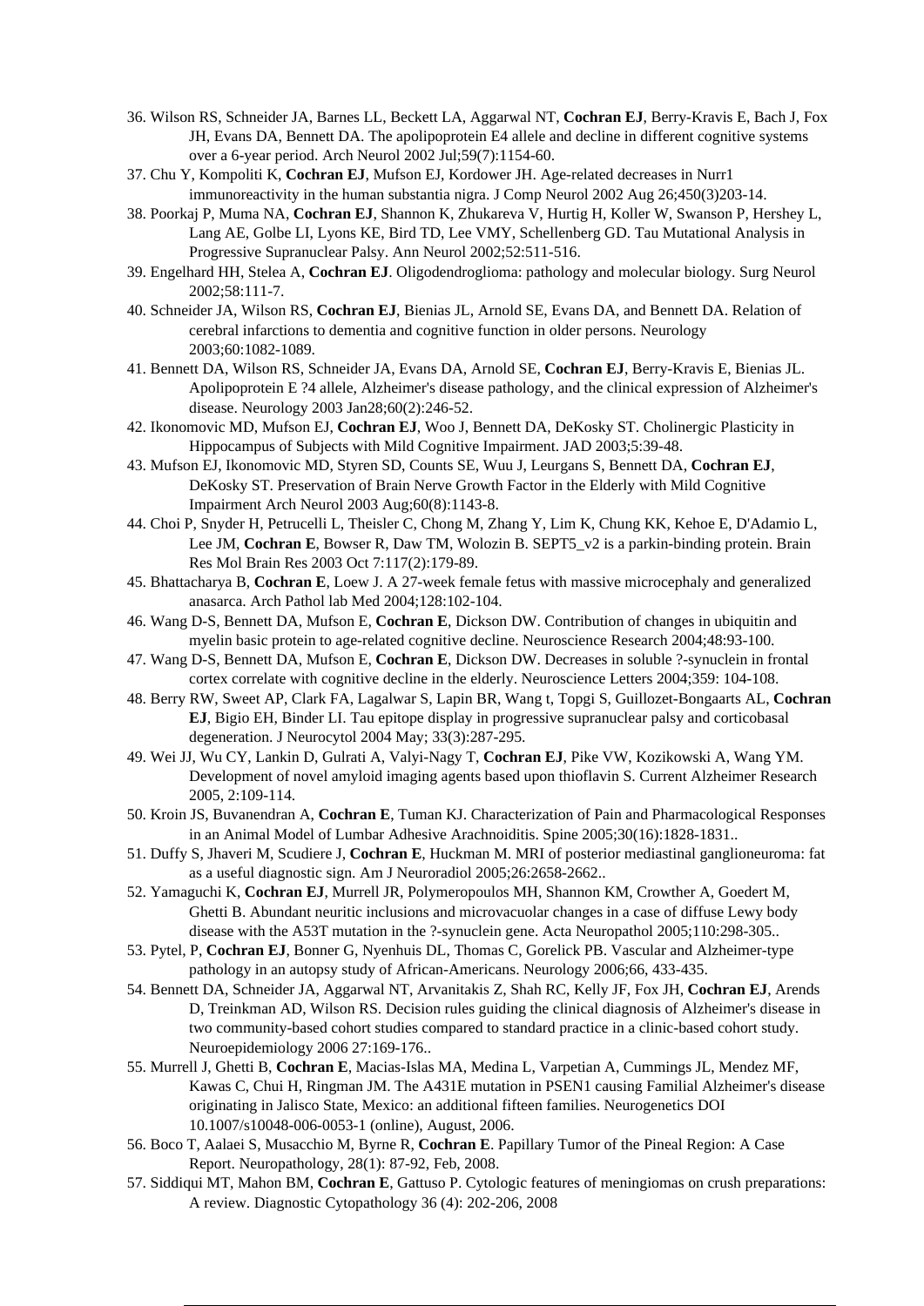36. Wilson RS, Schneider JA, Barnes LL, Beckett LA, Aggarwal NT, **Cochran EJ**, Berry-Kravis E, Bach J, Fox JH, Evans DA, Bennett DA. The apolipoprotein E4 allele and decline in different cognitive systems over a 6-year period. Arch Neurol 2002 Jul;59(7):1154-60.
37. Chu Y, Kompoliti K, **Cochran EJ**, Mufson EJ, Kordower JH. Age-related decreases in Nurr1 immunoreactivity in the human substantia nigra. J Comp Neurol 2002 Aug 26;450(3)203-14.
38. Poorkaj P, Muma NA, **Cochran EJ**, Shannon K, Zhukareva V, Hurtig H, Koller W, Swanson P, Hershey L, Lang AE, Golbe LI, Lyons KE, Bird TD, Lee VMY, Schellenberg GD. Tau Mutational Analysis in Progressive Supranuclear Palsy. Ann Neurol 2002;52:511-516.
39. Engelhard HH, Stelea A, **Cochran EJ**. Oligodendroglioma: pathology and molecular biology. Surg Neurol 2002;58:111-7.
40. Schneider JA, Wilson RS, **Cochran EJ**, Bienias JL, Arnold SE, Evans DA, and Bennett DA. Relation of cerebral infarctions to dementia and cognitive function in older persons. Neurology 2003;60:1082-1089.
41. Bennett DA, Wilson RS, Schneider JA, Evans DA, Arnold SE, **Cochran EJ**, Berry-Kravis E, Bienias JL. Apolipoprotein E ?4 allele, Alzheimer's disease pathology, and the clinical expression of Alzheimer's disease. Neurology 2003 Jan28;60(2):246-52.
42. Ikonomovic MD, Mufson EJ, **Cochran EJ**, Woo J, Bennett DA, DeKosky ST. Cholinergic Plasticity in Hippocampus of Subjects with Mild Cognitive Impairment. JAD 2003;5:39-48.
43. Mufson EJ, Ikonomovic MD, Styren SD, Counts SE, Wuu J, Leurgans S, Bennett DA, **Cochran EJ**, DeKosky ST. Preservation of Brain Nerve Growth Factor in the Elderly with Mild Cognitive Impairment Arch Neurol 2003 Aug;60(8):1143-8.
44. Choi P, Snyder H, Petrucelli L, Theisler C, Chong M, Zhang Y, Lim K, Chung KK, Kehoe E, D'Adamio L, Lee JM, **Cochran E**, Bowser R, Daw TM, Wolozin B. SEPT5_v2 is a parkin-binding protein. Brain Res Mol Brain Res 2003 Oct 7:117(2):179-89.
45. Bhattacharya B, **Cochran E**, Loew J. A 27-week female fetus with massive microcephaly and generalized anasarca. Arch Pathol lab Med 2004;128:102-104.
46. Wang D-S, Bennett DA, Mufson E, **Cochran E**, Dickson DW. Contribution of changes in ubiquitin and myelin basic protein to age-related cognitive decline. Neuroscience Research 2004;48:93-100.
47. Wang D-S, Bennett DA, Mufson E, **Cochran E**, Dickson DW. Decreases in soluble ?-synuclein in frontal cortex correlate with cognitive decline in the elderly. Neuroscience Letters 2004;359: 104-108.
48. Berry RW, Sweet AP, Clark FA, Lagalwar S, Lapin BR, Wang t, Topgi S, Guillozet-Bongaarts AL, **Cochran EJ**, Bigio EH, Binder LI. Tau epitope display in progressive supranuclear palsy and corticobasal degeneration. J Neurocytol 2004 May; 33(3):287-295.
49. Wei JJ, Wu CY, Lankin D, Gulrati A, Valyi-Nagy T, **Cochran EJ**, Pike VW, Kozikowski A, Wang YM. Development of novel amyloid imaging agents based upon thioflavin S. Current Alzheimer Research 2005, 2:109-114.
50. Kroin JS, Buvanendran A, **Cochran E**, Tuman KJ. Characterization of Pain and Pharmacological Responses in an Animal Model of Lumbar Adhesive Arachnoiditis. Spine 2005;30(16):1828-1831..
51. Duffy S, Jhaveri M, Scudiere J, **Cochran E**, Huckman M. MRI of posterior mediastinal ganglioneuroma: fat as a useful diagnostic sign. Am J Neuroradiol 2005;26:2658-2662..
52. Yamaguchi K, **Cochran EJ**, Murrell JR, Polymeropoulos MH, Shannon KM, Crowther A, Goedert M, Ghetti B. Abundant neuritic inclusions and microvacuolar changes in a case of diffuse Lewy body disease with the A53T mutation in the ?-synuclein gene. Acta Neuropathol 2005;110:298-305..
53. Pytel, P, **Cochran EJ**, Bonner G, Nyenhuis DL, Thomas C, Gorelick PB. Vascular and Alzheimer-type pathology in an autopsy study of African-Americans. Neurology 2006;66, 433-435.
54. Bennett DA, Schneider JA, Aggarwal NT, Arvanitakis Z, Shah RC, Kelly JF, Fox JH, **Cochran EJ**, Arends D, Treinkman AD, Wilson RS. Decision rules guiding the clinical diagnosis of Alzheimer's disease in two community-based cohort studies compared to standard practice in a clinic-based cohort study. Neuroepidemiology 2006 27:169-176..
55. Murrell J, Ghetti B, **Cochran E**, Macias-Islas MA, Medina L, Varpetian A, Cummings JL, Mendez MF, Kawas C, Chui H, Ringman JM. The A431E mutation in PSEN1 causing Familial Alzheimer's disease originating in Jalisco State, Mexico: an additional fifteen families. Neurogenetics DOI 10.1007/s10048-006-0053-1 (online), August, 2006.
56. Boco T, Aalaei S, Musacchio M, Byrne R, **Cochran E**. Papillary Tumor of the Pineal Region: A Case Report. Neuropathology, 28(1): 87-92, Feb, 2008.
57. Siddiqui MT, Mahon BM, **Cochran E**, Gattuso P. Cytologic features of meningiomas on crush preparations: A review. Diagnostic Cytopathology 36 (4): 202-206, 2008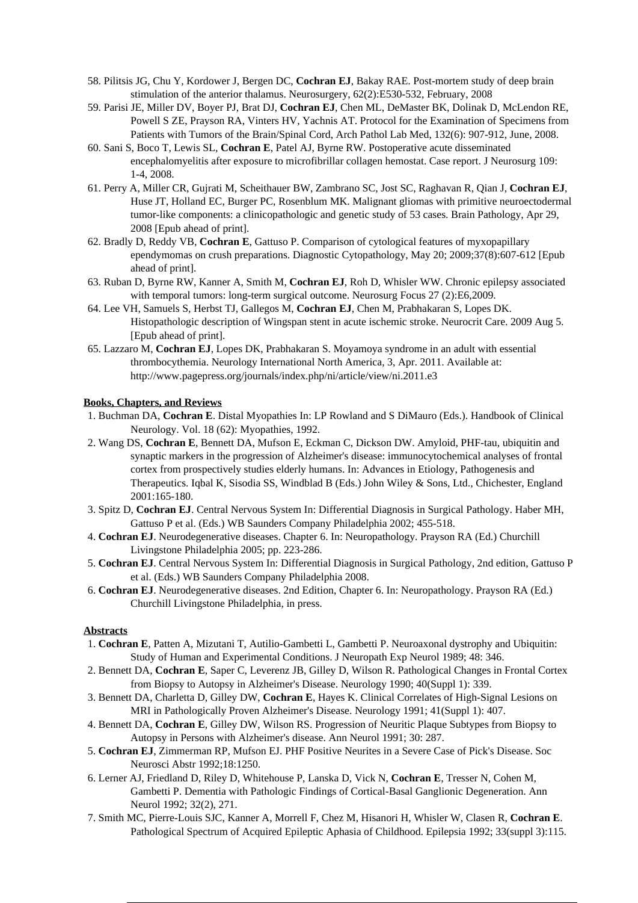58. Pilitsis JG, Chu Y, Kordower J, Bergen DC, **Cochran EJ**, Bakay RAE. Post-mortem study of deep brain stimulation of the anterior thalamus. Neurosurgery, 62(2):E530-532, February, 2008
59. Parisi JE, Miller DV, Boyer PJ, Brat DJ, **Cochran EJ**, Chen ML, DeMaster BK, Dolinak D, McLendon RE, Powell S ZE, Prayson RA, Vinters HV, Yachnis AT. Protocol for the Examination of Specimens from Patients with Tumors of the Brain/Spinal Cord, Arch Pathol Lab Med, 132(6): 907-912, June, 2008.
60. Sani S, Boco T, Lewis SL, **Cochran E**, Patel AJ, Byrne RW. Postoperative acute disseminated encephalomyelitis after exposure to microfibrillar collagen hemostat. Case report. J Neurosurg 109: 1-4, 2008.
61. Perry A, Miller CR, Gujrati M, Scheithauer BW, Zambrano SC, Jost SC, Raghavan R, Qian J, **Cochran EJ**, Huse JT, Holland EC, Burger PC, Rosenblum MK. Malignant gliomas with primitive neuroectodermal tumor-like components: a clinicopathologic and genetic study of 53 cases. Brain Pathology, Apr 29, 2008 [Epub ahead of print].
62. Bradly D, Reddy VB, **Cochran E**, Gattuso P. Comparison of cytological features of myxopapillary ependymomas on crush preparations. Diagnostic Cytopathology, May 20; 2009;37(8):607-612 [Epub ahead of print].
63. Ruban D, Byrne RW, Kanner A, Smith M, **Cochran EJ**, Roh D, Whisler WW. Chronic epilepsy associated with temporal tumors: long-term surgical outcome. Neurosurg Focus 27 (2):E6,2009.
64. Lee VH, Samuels S, Herbst TJ, Gallegos M, **Cochran EJ**, Chen M, Prabhakaran S, Lopes DK. Histopathologic description of Wingspan stent in acute ischemic stroke. Neurocrit Care. 2009 Aug 5. [Epub ahead of print].
65. Lazzaro M, **Cochran EJ**, Lopes DK, Prabhakaran S. Moyamoya syndrome in an adult with essential thrombocythemia. Neurology International North America, 3, Apr. 2011. Available at: http://www.pagepress.org/journals/index.php/ni/article/view/ni.2011.e3

**Books, Chapters, and Reviews**

1. Buchman DA, **Cochran E**. Distal Myopathies In: LP Rowland and S DiMauro (Eds.). Handbook of Clinical Neurology. Vol. 18 (62): Myopathies, 1992.
2. Wang DS, **Cochran E**, Bennett DA, Mufson E, Eckman C, Dickson DW. Amyloid, PHF-tau, ubiquitin and synaptic markers in the progression of Alzheimer's disease: immunocytochemical analyses of frontal cortex from prospectively studies elderly humans. In: Advances in Etiology, Pathogenesis and Therapeutics. Iqbal K, Sisodia SS, Windblad B (Eds.) John Wiley & Sons, Ltd., Chichester, England 2001:165-180.
3. Spitz D, **Cochran EJ**. Central Nervous System In: Differential Diagnosis in Surgical Pathology. Haber MH, Gattuso P et al. (Eds.) WB Saunders Company Philadelphia 2002; 455-518.
4. **Cochran EJ**. Neurodegenerative diseases. Chapter 6. In: Neuropathology. Prayson RA (Ed.) Churchill Livingstone Philadelphia 2005; pp. 223-286.
5. **Cochran EJ**. Central Nervous System In: Differential Diagnosis in Surgical Pathology, 2nd edition, Gattuso P et al. (Eds.) WB Saunders Company Philadelphia 2008.
6. **Cochran EJ**. Neurodegenerative diseases. 2nd Edition, Chapter 6. In: Neuropathology. Prayson RA (Ed.) Churchill Livingstone Philadelphia, in press.

**Abstracts**

1. **Cochran E**, Patten A, Mizutani T, Autilio-Gambetti L, Gambetti P. Neuroaxonal dystrophy and Ubiquitin: Study of Human and Experimental Conditions. J Neuropath Exp Neurol 1989; 48: 346.
2. Bennett DA, **Cochran E**, Saper C, Leverenz JB, Gilley D, Wilson R. Pathological Changes in Frontal Cortex from Biopsy to Autopsy in Alzheimer's Disease. Neurology 1990; 40(Suppl 1): 339.
3. Bennett DA, Charletta D, Gilley DW, **Cochran E**, Hayes K. Clinical Correlates of High-Signal Lesions on MRI in Pathologically Proven Alzheimer's Disease. Neurology 1991; 41(Suppl 1): 407.
4. Bennett DA, **Cochran E**, Gilley DW, Wilson RS. Progression of Neuritic Plaque Subtypes from Biopsy to Autopsy in Persons with Alzheimer's disease. Ann Neurol 1991; 30: 287.
5. **Cochran EJ**, Zimmerman RP, Mufson EJ. PHF Positive Neurites in a Severe Case of Pick's Disease. Soc Neurosci Abstr 1992;18:1250.
6. Lerner AJ, Friedland D, Riley D, Whitehouse P, Lanska D, Vick N, **Cochran E**, Tresser N, Cohen M, Gambetti P. Dementia with Pathologic Findings of Cortical-Basal Ganglionic Degeneration. Ann Neurol 1992; 32(2), 271.
7. Smith MC, Pierre-Louis SJC, Kanner A, Morrell F, Chez M, Hisanori H, Whisler W, Clasen R, **Cochran E**. Pathological Spectrum of Acquired Epileptic Aphasia of Childhood. Epilepsia 1992; 33(suppl 3):115.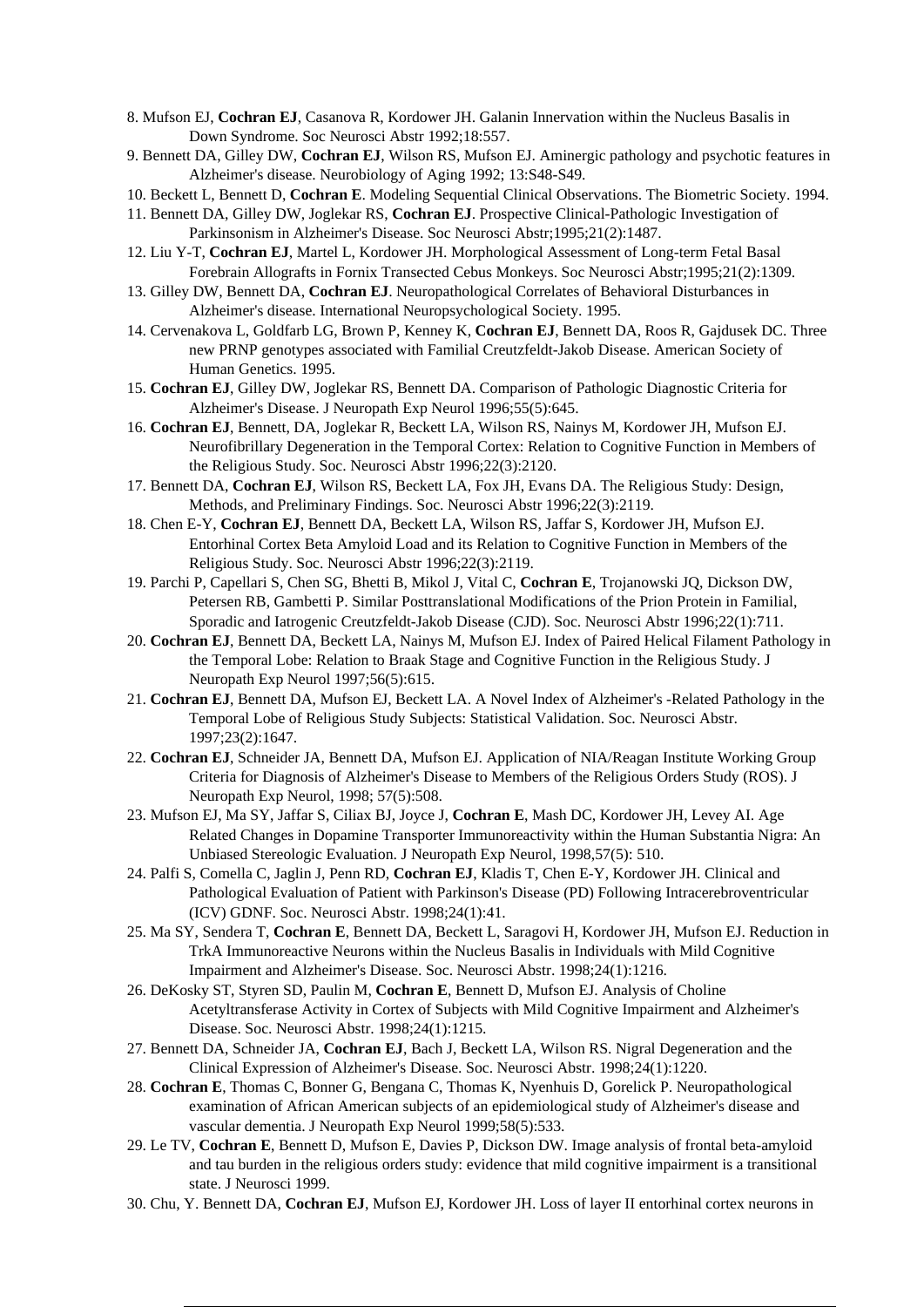8. Mufson EJ, **Cochran EJ**, Casanova R, Kordower JH. Galanin Innervation within the Nucleus Basalis in Down Syndrome. Soc Neurosci Abstr 1992;18:557.
9. Bennett DA, Gilley DW, **Cochran EJ**, Wilson RS, Mufson EJ. Aminergic pathology and psychotic features in Alzheimer's disease. Neurobiology of Aging 1992; 13:S48-S49.
10. Beckett L, Bennett D, **Cochran E**. Modeling Sequential Clinical Observations. The Biometric Society. 1994.
11. Bennett DA, Gilley DW, Joglekar RS, **Cochran EJ**. Prospective Clinical-Pathologic Investigation of Parkinsonism in Alzheimer's Disease. Soc Neurosci Abstr;1995;21(2):1487.
12. Liu Y-T, **Cochran EJ**, Martel L, Kordower JH. Morphological Assessment of Long-term Fetal Basal Forebrain Allografts in Fornix Transected Cebus Monkeys. Soc Neurosci Abstr;1995;21(2):1309.
13. Gilley DW, Bennett DA, **Cochran EJ**. Neuropathological Correlates of Behavioral Disturbances in Alzheimer's disease. International Neuropsychological Society. 1995.
14. Cervenakova L, Goldfarb LG, Brown P, Kenney K, **Cochran EJ**, Bennett DA, Roos R, Gajdusek DC. Three new PRNP genotypes associated with Familial Creutzfeldt-Jakob Disease. American Society of Human Genetics. 1995.
15. **Cochran EJ**, Gilley DW, Joglekar RS, Bennett DA. Comparison of Pathologic Diagnostic Criteria for Alzheimer's Disease. J Neuropath Exp Neurol 1996;55(5):645.
16. **Cochran EJ**, Bennett, DA, Joglekar R, Beckett LA, Wilson RS, Nainys M, Kordower JH, Mufson EJ. Neurofibrillary Degeneration in the Temporal Cortex: Relation to Cognitive Function in Members of the Religious Study. Soc. Neurosci Abstr 1996;22(3):2120.
17. Bennett DA, **Cochran EJ**, Wilson RS, Beckett LA, Fox JH, Evans DA. The Religious Study: Design, Methods, and Preliminary Findings. Soc. Neurosci Abstr 1996;22(3):2119.
18. Chen E-Y, **Cochran EJ**, Bennett DA, Beckett LA, Wilson RS, Jaffar S, Kordower JH, Mufson EJ. Entorhinal Cortex Beta Amyloid Load and its Relation to Cognitive Function in Members of the Religious Study. Soc. Neurosci Abstr 1996;22(3):2119.
19. Parchi P, Capellari S, Chen SG, Bhetti B, Mikol J, Vital C, **Cochran E**, Trojanowski JQ, Dickson DW, Petersen RB, Gambetti P. Similar Posttranslational Modifications of the Prion Protein in Familial, Sporadic and Iatrogenic Creutzfeldt-Jakob Disease (CJD). Soc. Neurosci Abstr 1996;22(1):711.
20. **Cochran EJ**, Bennett DA, Beckett LA, Nainys M, Mufson EJ. Index of Paired Helical Filament Pathology in the Temporal Lobe: Relation to Braak Stage and Cognitive Function in the Religious Study. J Neuropath Exp Neurol 1997;56(5):615.
21. **Cochran EJ**, Bennett DA, Mufson EJ, Beckett LA. A Novel Index of Alzheimer's -Related Pathology in the Temporal Lobe of Religious Study Subjects: Statistical Validation. Soc. Neurosci Abstr. 1997;23(2):1647.
22. **Cochran EJ**, Schneider JA, Bennett DA, Mufson EJ. Application of NIA/Reagan Institute Working Group Criteria for Diagnosis of Alzheimer's Disease to Members of the Religious Orders Study (ROS). J Neuropath Exp Neurol, 1998; 57(5):508.
23. Mufson EJ, Ma SY, Jaffar S, Ciliax BJ, Joyce J, **Cochran E**, Mash DC, Kordower JH, Levey AI. Age Related Changes in Dopamine Transporter Immunoreactivity within the Human Substantia Nigra: An Unbiased Stereologic Evaluation. J Neuropath Exp Neurol, 1998,57(5): 510.
24. Palfi S, Comella C, Jaglin J, Penn RD, **Cochran EJ**, Kladis T, Chen E-Y, Kordower JH. Clinical and Pathological Evaluation of Patient with Parkinson's Disease (PD) Following Intracerebroventricular (ICV) GDNF. Soc. Neurosci Abstr. 1998;24(1):41.
25. Ma SY, Sendera T, **Cochran E**, Bennett DA, Beckett LA, Saragovi H, Kordower JH, Mufson EJ. Reduction in TrkA Immunoreactive Neurons within the Nucleus Basalis in Individuals with Mild Cognitive Impairment and Alzheimer's Disease. Soc. Neurosci Abstr. 1998;24(1):1216.
26. DeKosky ST, Styren SD, Paulin M, **Cochran E**, Bennett D, Mufson EJ. Analysis of Choline Acetyltransferase Activity in Cortex of Subjects with Mild Cognitive Impairment and Alzheimer's Disease. Soc. Neurosci Abstr. 1998;24(1):1215.
27. Bennett DA, Schneider JA, **Cochran EJ**, Bach J, Beckett LA, Wilson RS. Nigral Degeneration and the Clinical Expression of Alzheimer's Disease. Soc. Neurosci Abstr. 1998;24(1):1220.
28. **Cochran E**, Thomas C, Bonner G, Bengana C, Thomas K, Nyenhuis D, Gorelick P. Neuropathological examination of African American subjects of an epidemiological study of Alzheimer's disease and vascular dementia. J Neuropath Exp Neurol 1999;58(5):533.
29. Le TV, **Cochran E**, Bennett D, Mufson E, Davies P, Dickson DW. Image analysis of frontal beta-amyloid and tau burden in the religious orders study: evidence that mild cognitive impairment is a transitional state. J Neurosci 1999.
30. Chu, Y. Bennett DA, **Cochran EJ**, Mufson EJ, Kordower JH. Loss of layer II entorhinal cortex neurons in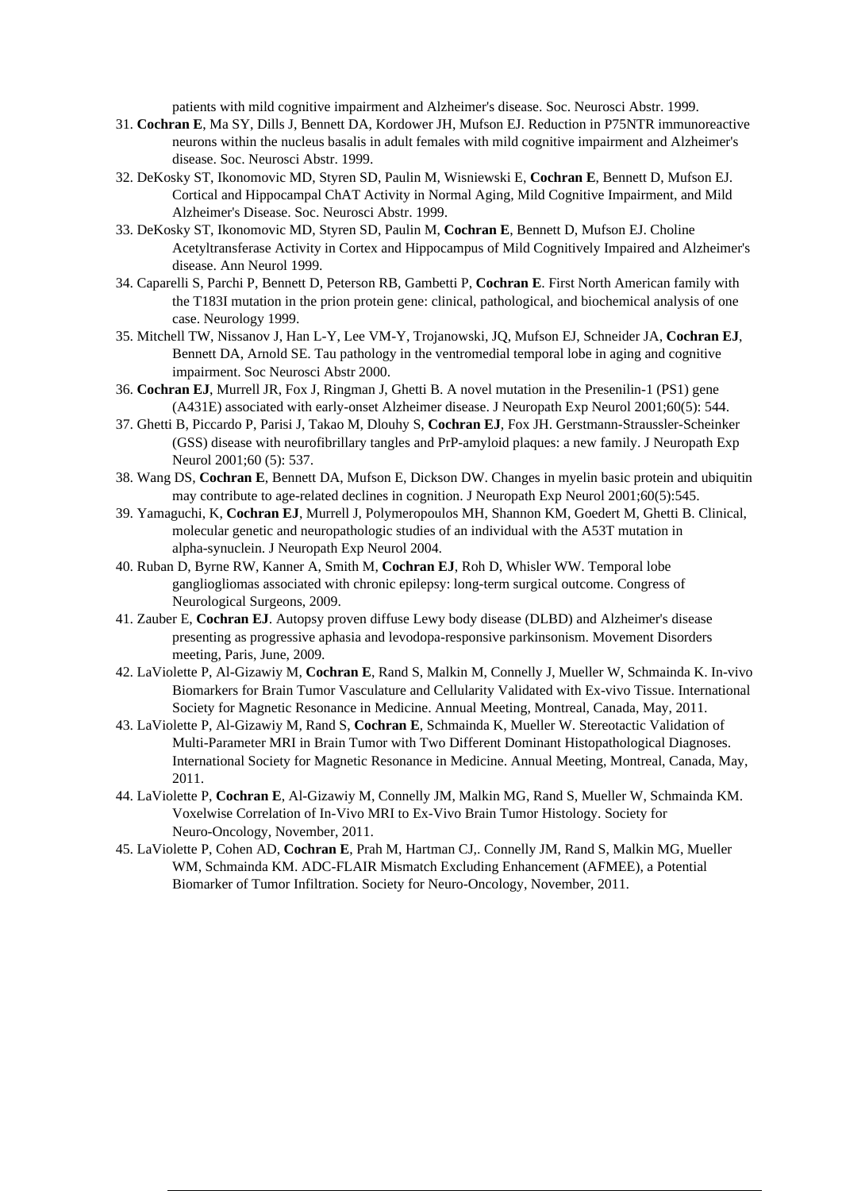patients with mild cognitive impairment and Alzheimer's disease. Soc. Neurosci Abstr. 1999.

31. **Cochran E**, Ma SY, Dills J, Bennett DA, Kordower JH, Mufson EJ. Reduction in P75NTR immunoreactive neurons within the nucleus basalis in adult females with mild cognitive impairment and Alzheimer's disease. Soc. Neurosci Abstr. 1999.
32. DeKosky ST, Ikonomovic MD, Styren SD, Paulin M, Wisniewski E, **Cochran E**, Bennett D, Mufson EJ. Cortical and Hippocampal ChAT Activity in Normal Aging, Mild Cognitive Impairment, and Mild Alzheimer's Disease. Soc. Neurosci Abstr. 1999.
33. DeKosky ST, Ikonomovic MD, Styren SD, Paulin M, **Cochran E**, Bennett D, Mufson EJ. Choline Acetyltransferase Activity in Cortex and Hippocampus of Mild Cognitively Impaired and Alzheimer's disease. Ann Neurol 1999.
34. Caparelli S, Parchi P, Bennett D, Peterson RB, Gambetti P, **Cochran E**. First North American family with the T183I mutation in the prion protein gene: clinical, pathological, and biochemical analysis of one case. Neurology 1999.
35. Mitchell TW, Nissanov J, Han L-Y, Lee VM-Y, Trojanowski, JQ, Mufson EJ, Schneider JA, **Cochran EJ**, Bennett DA, Arnold SE. Tau pathology in the ventromedial temporal lobe in aging and cognitive impairment. Soc Neurosci Abstr 2000.
36. **Cochran EJ**, Murrell JR, Fox J, Ringman J, Ghetti B. A novel mutation in the Presenilin-1 (PS1) gene (A431E) associated with early-onset Alzheimer disease. J Neuropath Exp Neurol 2001;60(5): 544.
37. Ghetti B, Piccardo P, Parisi J, Takao M, Dlouhy S, **Cochran EJ**, Fox JH. Gerstmann-Straussler-Scheinker (GSS) disease with neurofibrillary tangles and PrP-amyloid plaques: a new family. J Neuropath Exp Neurol 2001;60 (5): 537.
38. Wang DS, **Cochran E**, Bennett DA, Mufson E, Dickson DW. Changes in myelin basic protein and ubiquitin may contribute to age-related declines in cognition. J Neuropath Exp Neurol 2001;60(5):545.
39. Yamaguchi, K, **Cochran EJ**, Murrell J, Polymeropoulos MH, Shannon KM, Goedert M, Ghetti B. Clinical, molecular genetic and neuropathologic studies of an individual with the A53T mutation in alpha-synuclein. J Neuropath Exp Neurol 2004.
40. Ruban D, Byrne RW, Kanner A, Smith M, **Cochran EJ**, Roh D, Whisler WW. Temporal lobe gangliogliomas associated with chronic epilepsy: long-term surgical outcome. Congress of Neurological Surgeons, 2009.
41. Zauber E, **Cochran EJ**. Autopsy proven diffuse Lewy body disease (DLBD) and Alzheimer's disease presenting as progressive aphasia and levodopa-responsive parkinsonism. Movement Disorders meeting, Paris, June, 2009.
42. LaViolette P, Al-Gizawiy M, **Cochran E**, Rand S, Malkin M, Connelly J, Mueller W, Schmainda K. In-vivo Biomarkers for Brain Tumor Vasculature and Cellularity Validated with Ex-vivo Tissue. International Society for Magnetic Resonance in Medicine. Annual Meeting, Montreal, Canada, May, 2011.
43. LaViolette P, Al-Gizawiy M, Rand S, **Cochran E**, Schmainda K, Mueller W. Stereotactic Validation of Multi-Parameter MRI in Brain Tumor with Two Different Dominant Histopathological Diagnoses. International Society for Magnetic Resonance in Medicine. Annual Meeting, Montreal, Canada, May, 2011.
44. LaViolette P, **Cochran E**, Al-Gizawiy M, Connelly JM, Malkin MG, Rand S, Mueller W, Schmainda KM. Voxelwise Correlation of In-Vivo MRI to Ex-Vivo Brain Tumor Histology. Society for Neuro-Oncology, November, 2011.
45. LaViolette P, Cohen AD, **Cochran E**, Prah M, Hartman CJ,. Connelly JM, Rand S, Malkin MG, Mueller WM, Schmainda KM. ADC-FLAIR Mismatch Excluding Enhancement (AFMEE), a Potential Biomarker of Tumor Infiltration. Society for Neuro-Oncology, November, 2011.